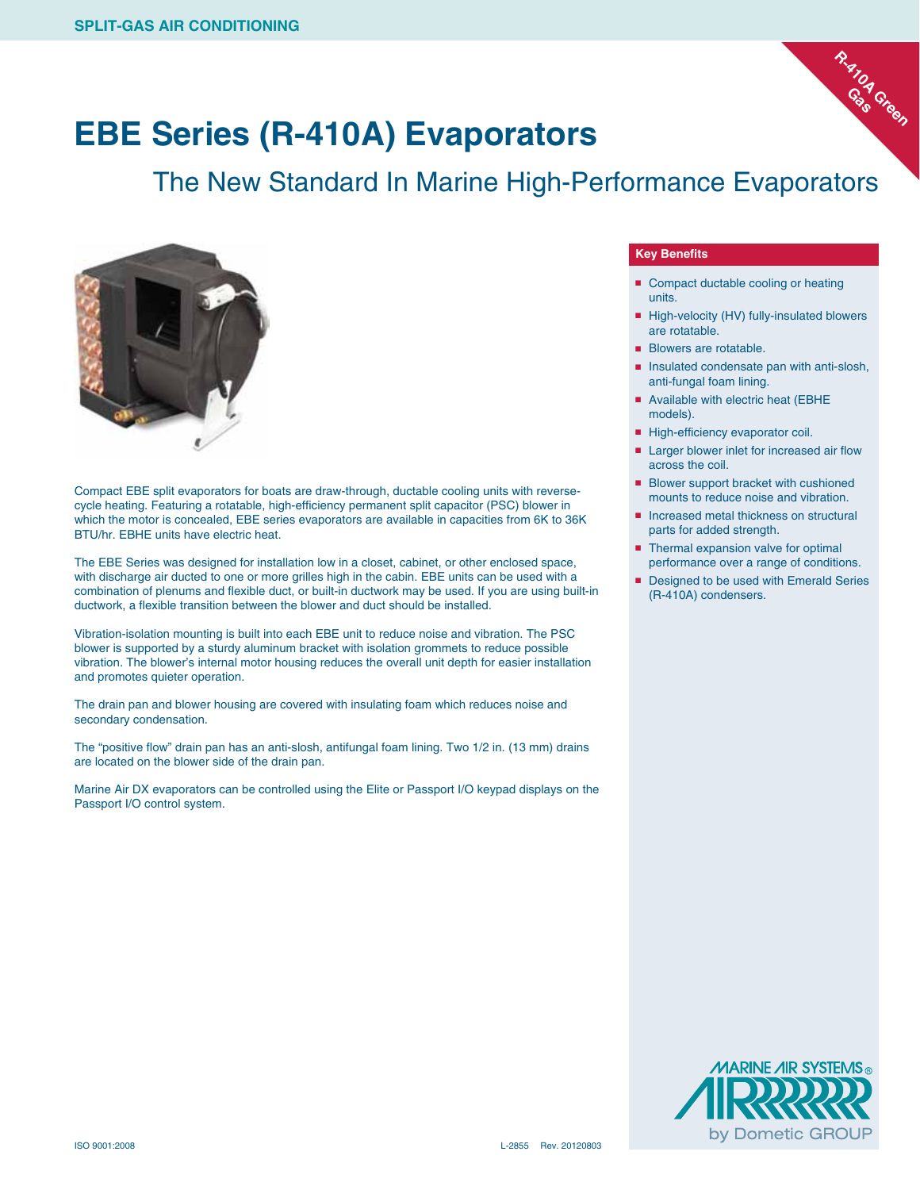# EBE Series (R-410A) Evaporators

## The New Standard In Marine High-Performance Evaporators

R-410A Green Gas

Compact EBE split evaporators for boats are draw-through, ductable cooling units with reverse-cycle heating. Featuring a rotatable, high-efficiency permanent split capacitor (PSC) blower in which the motor is concealed, EBE series evaporators are available in capacities from 6K to 36K BTU/hr. EBHE units have electric heat.

The EBE Series was designed for installation low in a closet, cabinet, or other enclosed space, with discharge air ducted to one or more grilles high in the cabin. EBE units can be used with a combination of plenums and flexible duct, or built-in ductwork may be used. If you are using built-in ductwork, a flexible transition between the blower and duct should be installed.

Vibration-isolation mounting is built into each EBE unit to reduce noise and vibration. The PSC blower is supported by a sturdy aluminum bracket with isolation grommets to reduce possible vibration. The blower's internal motor housing reduces the overall unit depth for easier installation and promotes quieter operation.

The drain pan and blower housing are covered with insulating foam which reduces noise and secondary condensation.

The "positive flow" drain pan has an anti-slosh, antifungal foam lining. Two 1/2 in. (13 mm) drains are located on the blower side of the drain pan.

Marine Air DX evaporators can be controlled using the Elite or Passport I/O keypad displays on the Passport I/O control system.

### Key Benefits

- Compact ductable cooling or heating units.
- High-velocity (HV) fully-insulated blowers are rotatable.
- Blowers are rotatable.
- Insulated condensate pan with anti-slosh, anti-fungal foam lining.
- Available with electric heat (EBHE models).
- High-efficiency evaporator coil.
- Larger blower inlet for increased air flow across the coil.
- Blower support bracket with cushioned mounts to reduce noise and vibration.
- Increased metal thickness on structural parts for added strength.
- Thermal expansion valve for optimal performance over a range of conditions.
- Designed to be used with Emerald Series (R-410A) condensers.

MARINE AIR SYSTEMS® by Dometic GROUP

ISO 9001:2008

L-2855 Rev. 20120803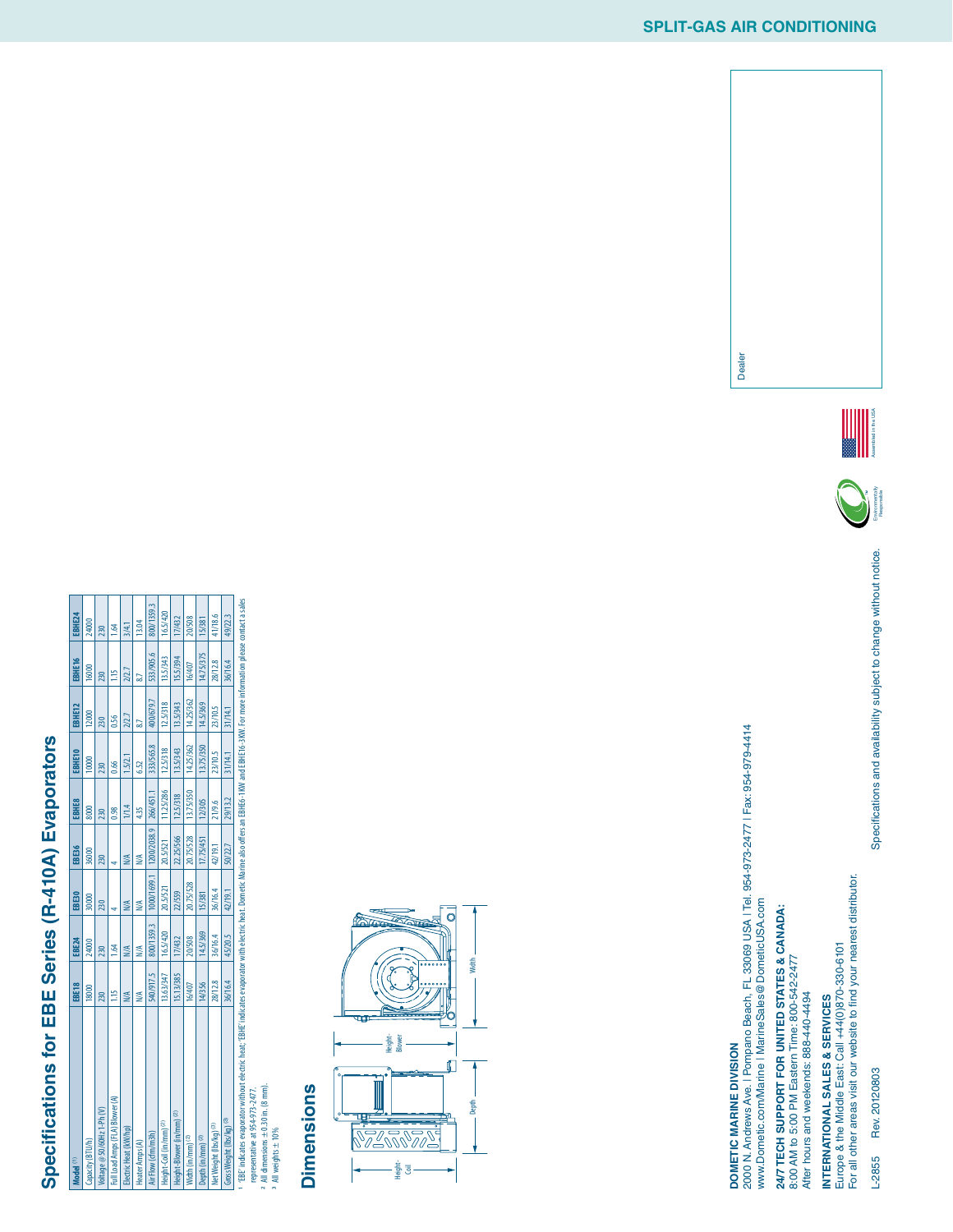# Specifications for EBE Series (R-410A) Evaporators

| Model [1] | EBE18 | EBE24 | EBE30 | EBE36 | EBHE8 | EBHE10 | EBHE12 | EBHE16 | EBHE24 |
|---|---|---|---|---|---|---|---|---|---|
| Capacity (BTU/h) | 18000 | 24000 | 30000 | 36000 | 8000 | 10000 | 12000 | 16000 | 24000 |
| Voltage @ 50/60Hz 1-Ph (V) | 230 | 230 | 230 | 230 | 230 | 230 | 230 | 230 | 230 |
| Full Load Amps (FLA) Blower (A) | 1.15 | 1.64 | 4 | 4 | 0.98 | 0.66 | 0.56 | 1.15 | 1.64 |
| Electric Heat (kW/hp) | N/A | N/A | N/A | N/A | 1/1.4 | 1.5/2.1 | 2/2.7 | 2/2.7 | 3/4.1 |
| Heater Amps (A) | N/A | N/A | N/A | N/A | 4.35 | 6.52 | 8.7 | 8.7 | 13.04 |
| Air Flow (cfm/m3/h) | 540/917.5 | 800/1359.3 | 1000/1699.1 | 1200/2038.9 | 266/451.1 | 333/565.8 | 400/679.7 | 533/905.6 | 800/1359.3 |
| Height-Coil (in/mm) [2] | 13.63/347 | 16.5/420 | 20.5/521 | 20.5/521 | 11.25/286 | 12.5/318 | 12.5/318 | 13.5/343 | 16.5/420 |
| Height-Blower (in/mm) [2] | 15.13/385 | 17/432 | 22/559 | 22.25/566 | 12.5/318 | 13.5/343 | 13.5/343 | 15.5/394 | 17/432 |
| Width (in/mm) [2] | 16/407 | 20/508 | 20.75/528 | 20.75/528 | 13.75/350 | 14.25/362 | 14.25/362 | 16/407 | 20/508 |
| Depth (in/mm) [2] | 14/356 | 14.5/369 | 15/381 | 17.75/451 | 12/305 | 13.75/350 | 14.5/369 | 14.75/375 | 15/381 |
| Net Weight (lbs/kg) [3] | 28/12.8 | 36/16.4 | 36/16.4 | 42/19.1 | 21/9.6 | 23/10.5 | 23/10.5 | 28/12.8 | 41/18.6 |
| Gross Weight (lbs/kg) [3] | 36/16.4 | 45/20.5 | 42/19.1 | 50/22.7 | 29/13.2 | 31/14.1 | 31/14.1 | 36/16.4 | 49/22.3 |

[1] 'EBE' indicates evaporator without electric heat; 'EBHE' indicates evaporator with electric heat. Dometic Marine also offers an EBHE6-1KW and EBHE16-3KW. For more information please contact a sales representative at 954-973-2477.
[2] All dimensions ± 0.30 in. (8 mm).
[3] All weights ± 10%

## Dimensions

Height-Coil

Depth

Height-Blower

Width

Dealer

**DOMETIC MARINE DIVISION**
2000 N. Andrews Ave. | Pompano Beach, FL 33069 USA | Tel. 954-973-2477 | Fax: 954-979-4414
www.Dometic.com/Marine | MarineSales@DometicUSA.com

**24/7 TECH SUPPORT FOR UNITED STATES & CANADA:**
8:00 AM to 5:00 PM Eastern Time: 800-542-2477
After hours and weekends: 888-440-4494

**INTERNATIONAL SALES & SERVICES**
Europe & the Middle East: Call +44(0)870-330-6101
For all other areas visit our website to find your nearest distributor.

L-2855 Rev. 20120803

Specifications and availability subject to change without notice.

Environmentally Responsible

Assembled in the USA